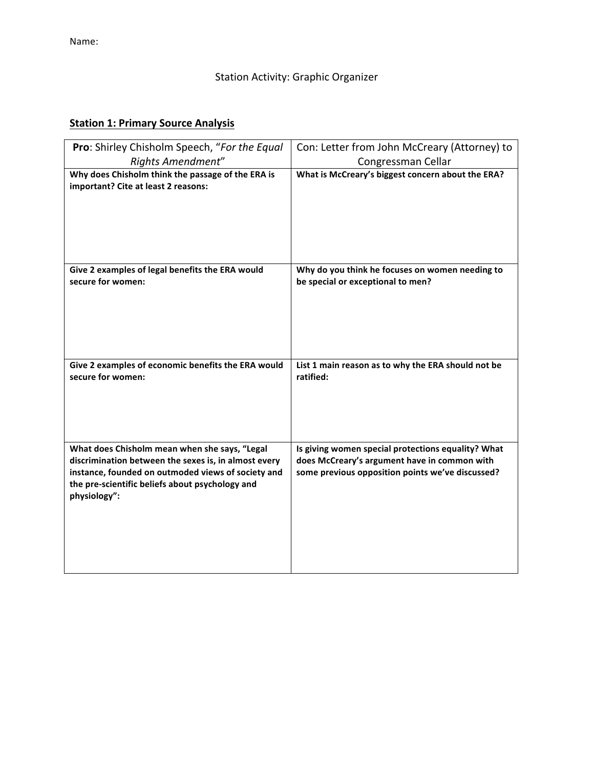Name:

Station Activity: Graphic Organizer

**Station 1: Primary Source Analysis**

| **Pro**: Shirley Chisholm Speech, "*For the Equal Rights Amendment*" | Con: Letter from John McCreary (Attorney) to Congressman Cellar |
| --- | --- |
| **Why does Chisholm think the passage of the ERA is important? Cite at least 2 reasons:** | **What is McCreary's biggest concern about the ERA?** |
| **Give 2 examples of legal benefits the ERA would secure for women:** | **Why do you think he focuses on women needing to be special or exceptional to men?** |
| **Give 2 examples of economic benefits the ERA would secure for women:** | **List 1 main reason as to why the ERA should not be ratified:** |
| **What does Chisholm mean when she says, "Legal discrimination between the sexes is, in almost every instance, founded on outmoded views of society and the pre-scientific beliefs about psychology and physiology":** | **Is giving women special protections equality? What does McCreary's argument have in common with some previous opposition points we've discussed?** |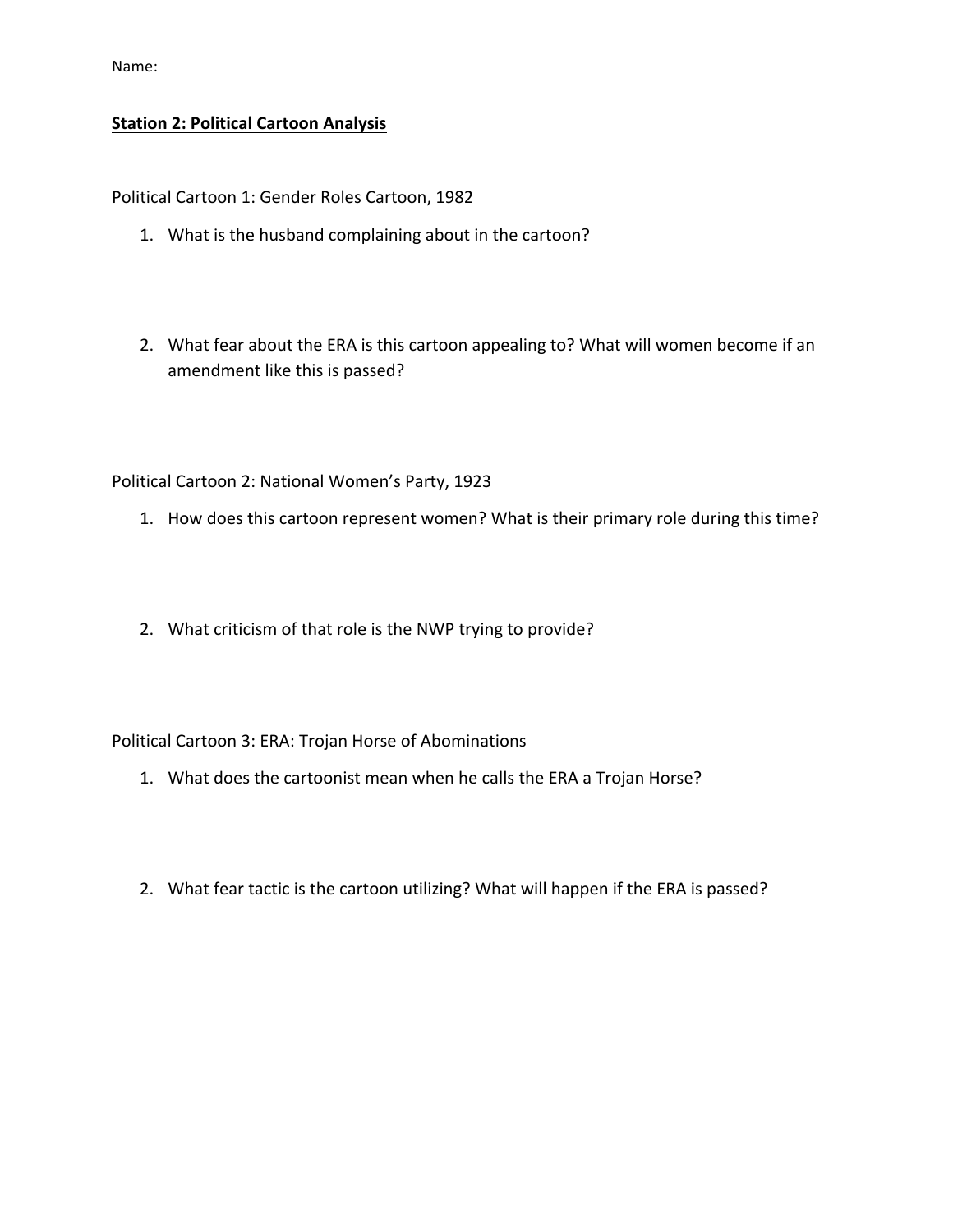Name:

**<u>Station 2: Political Cartoon Analysis</u>**

Political Cartoon 1: Gender Roles Cartoon, 1982

1. What is the husband complaining about in the cartoon?

2. What fear about the ERA is this cartoon appealing to? What will women become if an amendment like this is passed?

Political Cartoon 2: National Women's Party, 1923

1. How does this cartoon represent women? What is their primary role during this time?

2. What criticism of that role is the NWP trying to provide?

Political Cartoon 3: ERA: Trojan Horse of Abominations

1. What does the cartoonist mean when he calls the ERA a Trojan Horse?

2. What fear tactic is the cartoon utilizing? What will happen if the ERA is passed?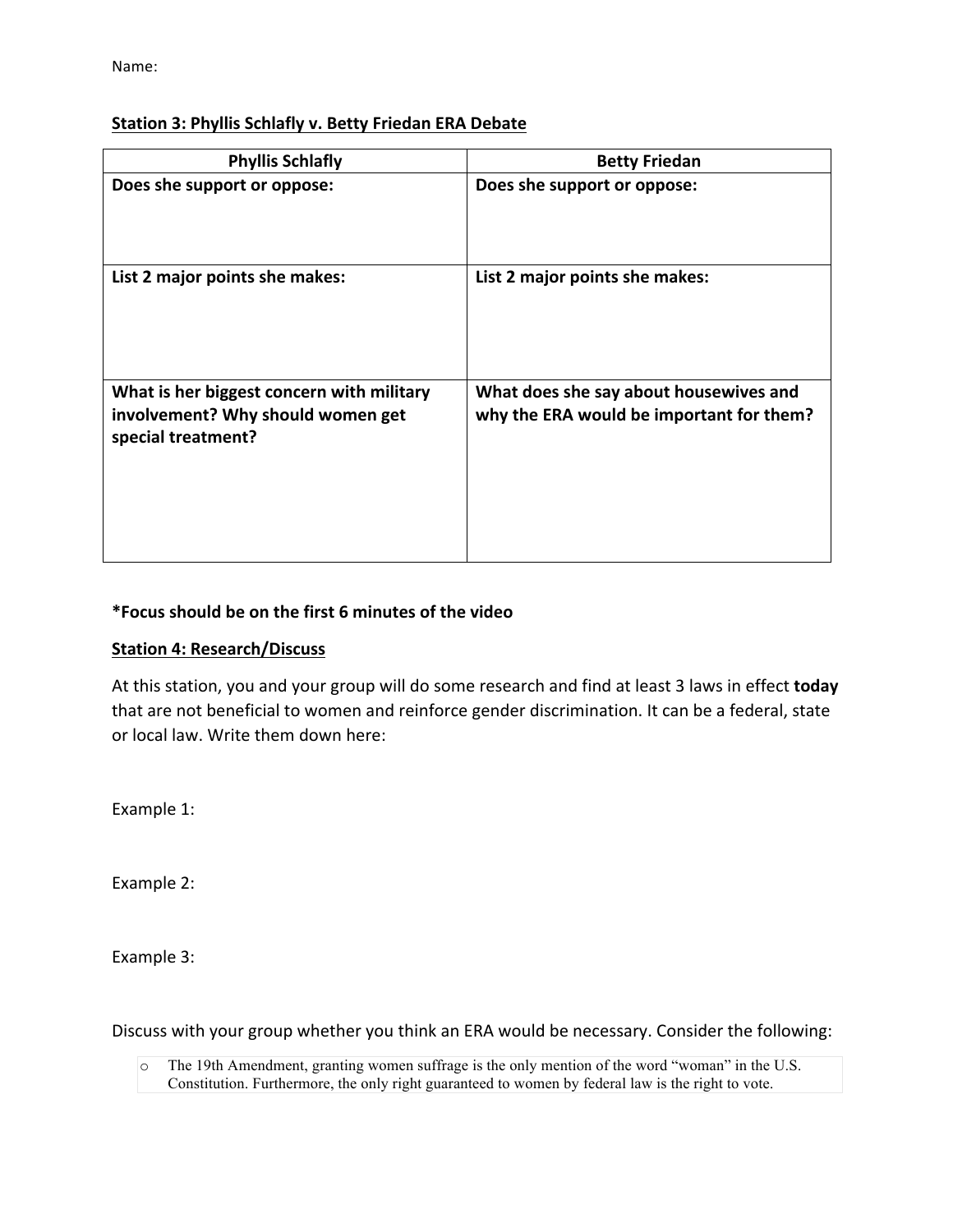Name:

**Station 3: Phyllis Schlafly v. Betty Friedan ERA Debate**

| Phyllis Schlafly | Betty Friedan |
|---|---|
| **Does she support or oppose:** | **Does she support or oppose:** |
| **List 2 major points she makes:** | **List 2 major points she makes:** |
| **What is her biggest concern with military involvement? Why should women get special treatment?** | **What does she say about housewives and why the ERA would be important for them?** |

**\*Focus should be on the first 6 minutes of the video**

**Station 4: Research/Discuss**

At this station, you and your group will do some research and find at least 3 laws in effect **today** that are not beneficial to women and reinforce gender discrimination. It can be a federal, state or local law. Write them down here:

Example 1:

Example 2:

Example 3:

Discuss with your group whether you think an ERA would be necessary. Consider the following:

- The 19th Amendment, granting women suffrage is the only mention of the word "woman" in the U.S. Constitution. Furthermore, the only right guaranteed to women by federal law is the right to vote.